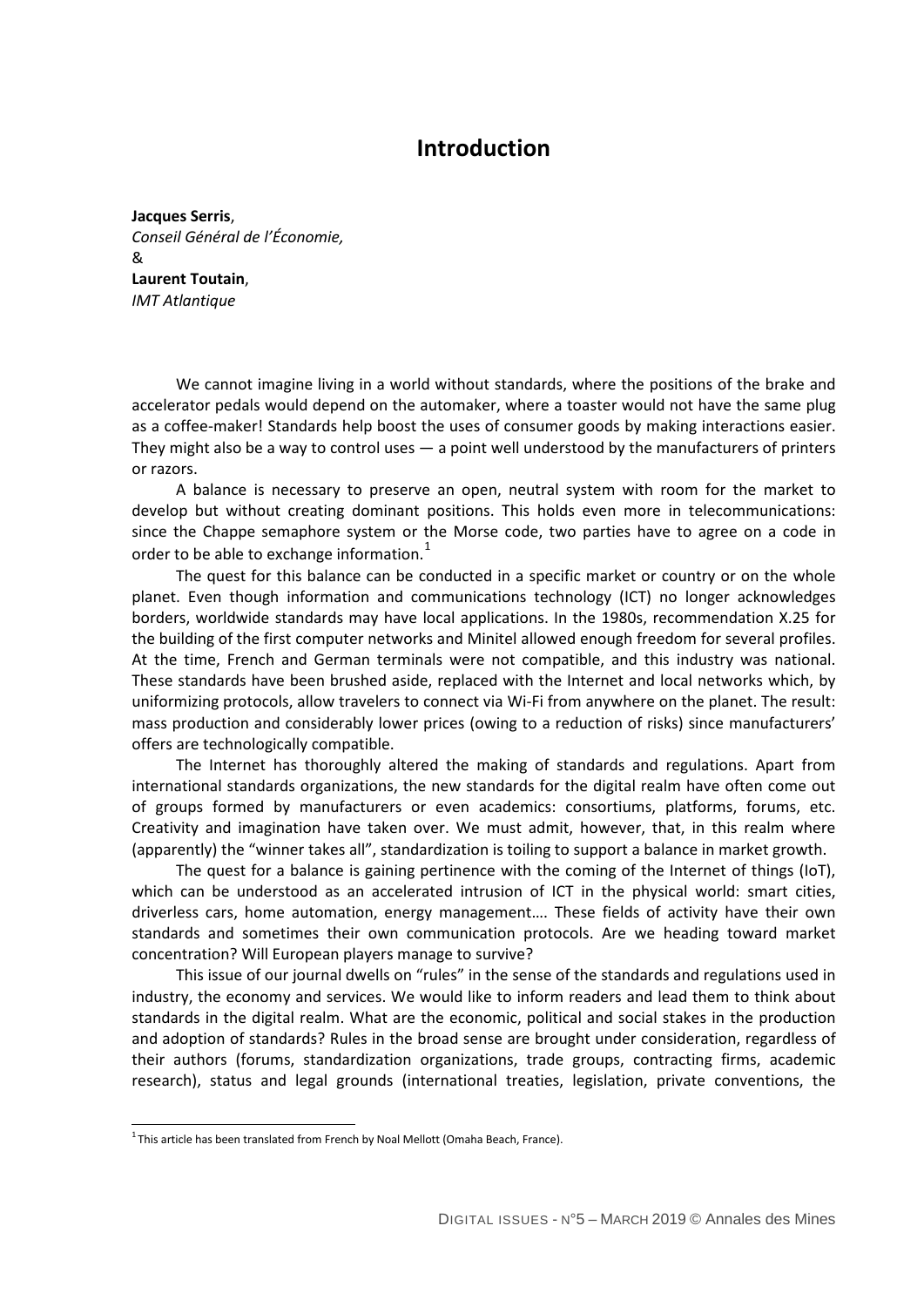# Introduction

**Jacques Serris**,  
*Conseil Général de l'Économie,*  
&  
**Laurent Toutain**,  
*IMT Atlantique*

We cannot imagine living in a world without standards, where the positions of the brake and accelerator pedals would depend on the automaker, where a toaster would not have the same plug as a coffee-maker! Standards help boost the uses of consumer goods by making interactions easier. They might also be a way to control uses — a point well understood by the manufacturers of printers or razors.

A balance is necessary to preserve an open, neutral system with room for the market to develop but without creating dominant positions. This holds even more in telecommunications: since the Chappe semaphore system or the Morse code, two parties have to agree on a code in order to be able to exchange information.[1]

The quest for this balance can be conducted in a specific market or country or on the whole planet. Even though information and communications technology (ICT) no longer acknowledges borders, worldwide standards may have local applications. In the 1980s, recommendation X.25 for the building of the first computer networks and Minitel allowed enough freedom for several profiles. At the time, French and German terminals were not compatible, and this industry was national. These standards have been brushed aside, replaced with the Internet and local networks which, by uniformizing protocols, allow travelers to connect via Wi-Fi from anywhere on the planet. The result: mass production and considerably lower prices (owing to a reduction of risks) since manufacturers' offers are technologically compatible.

The Internet has thoroughly altered the making of standards and regulations. Apart from international standards organizations, the new standards for the digital realm have often come out of groups formed by manufacturers or even academics: consortiums, platforms, forums, etc. Creativity and imagination have taken over. We must admit, however, that, in this realm where (apparently) the "winner takes all", standardization is toiling to support a balance in market growth.

The quest for a balance is gaining pertinence with the coming of the Internet of things (IoT), which can be understood as an accelerated intrusion of ICT in the physical world: smart cities, driverless cars, home automation, energy management…. These fields of activity have their own standards and sometimes their own communication protocols. Are we heading toward market concentration? Will European players manage to survive?

This issue of our journal dwells on "rules" in the sense of the standards and regulations used in industry, the economy and services. We would like to inform readers and lead them to think about standards in the digital realm. What are the economic, political and social stakes in the production and adoption of standards? Rules in the broad sense are brought under consideration, regardless of their authors (forums, standardization organizations, trade groups, contracting firms, academic research), status and legal grounds (international treaties, legislation, private conventions, the

[1] This article has been translated from French by Noal Mellott (Omaha Beach, France).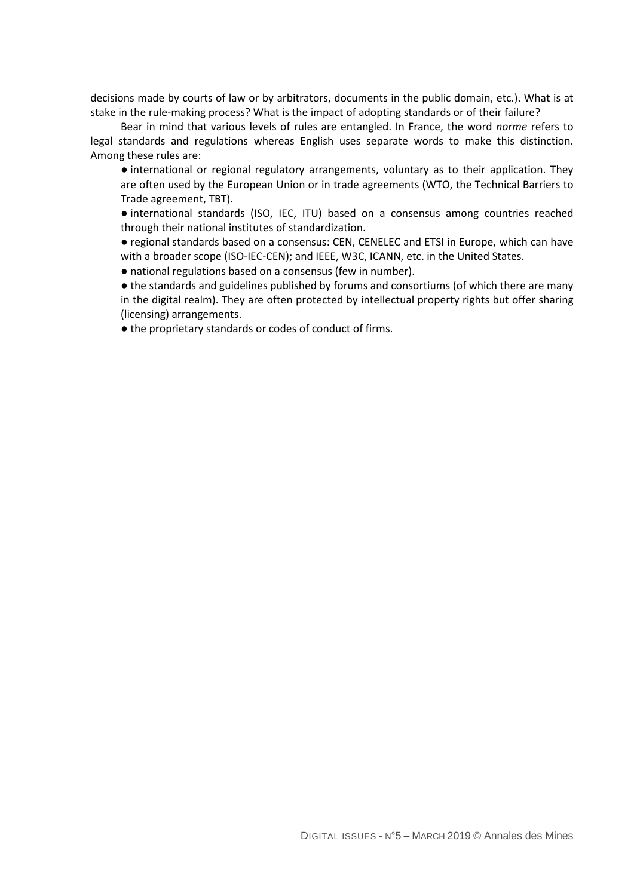decisions made by courts of law or by arbitrators, documents in the public domain, etc.). What is at stake in the rule-making process? What is the impact of adopting standards or of their failure?

Bear in mind that various levels of rules are entangled. In France, the word *norme* refers to legal standards and regulations whereas English uses separate words to make this distinction. Among these rules are:

- international or regional regulatory arrangements, voluntary as to their application. They are often used by the European Union or in trade agreements (WTO, the Technical Barriers to Trade agreement, TBT).
- international standards (ISO, IEC, ITU) based on a consensus among countries reached through their national institutes of standardization.
- regional standards based on a consensus: CEN, CENELEC and ETSI in Europe, which can have with a broader scope (ISO-IEC-CEN); and IEEE, W3C, ICANN, etc. in the United States.
- national regulations based on a consensus (few in number).
- the standards and guidelines published by forums and consortiums (of which there are many in the digital realm). They are often protected by intellectual property rights but offer sharing (licensing) arrangements.
- the proprietary standards or codes of conduct of firms.